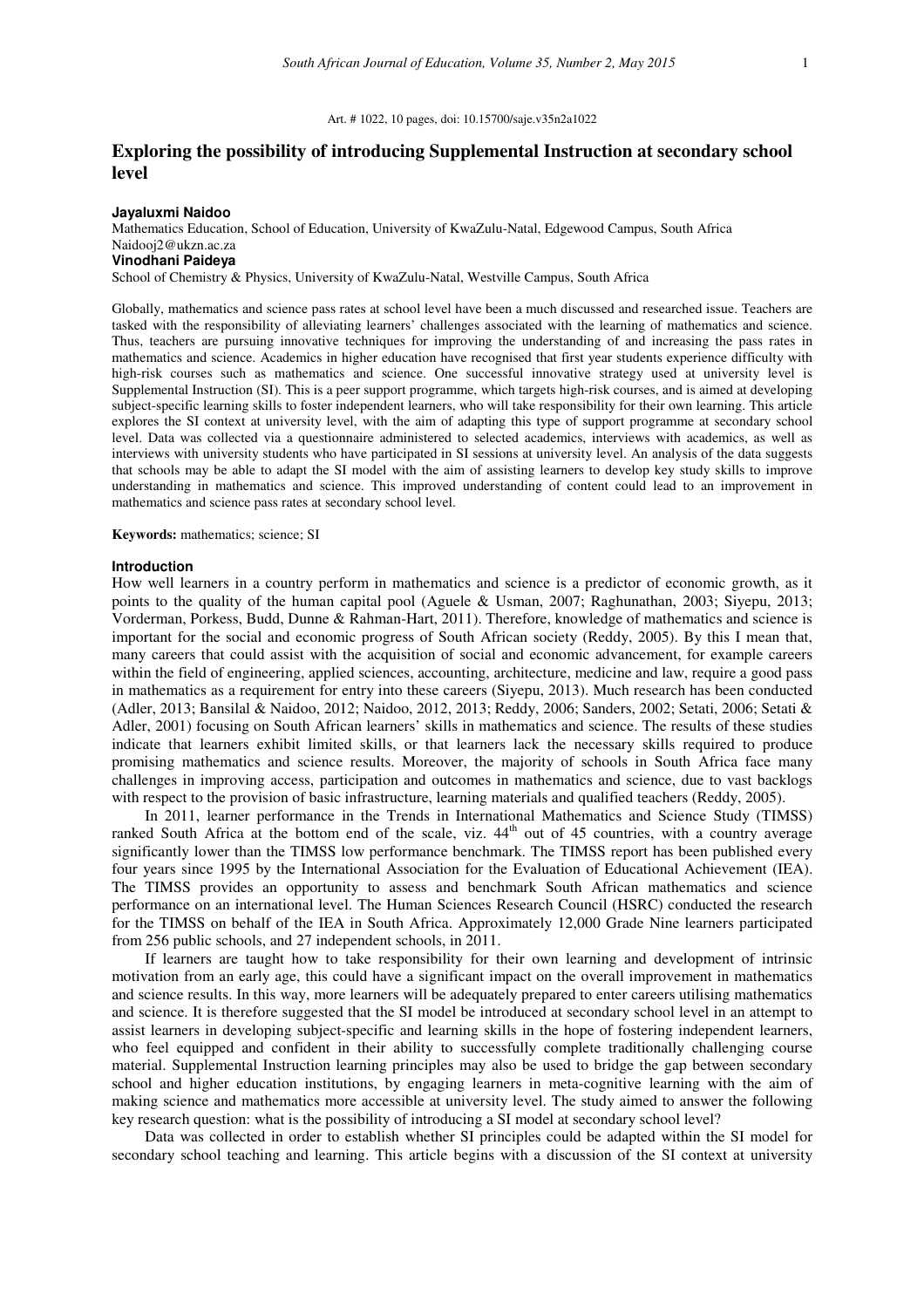Art. # 1022, 10 pages, doi: 10.15700/saje.v35n2a1022

# Exploring the possibility of introducing Supplemental Instruction at secondary school level

**Jayaluxmi Naidoo**

Mathematics Education, School of Education, University of KwaZulu-Natal, Edgewood Campus, South Africa
Naidooj2@ukzn.ac.za

**Vinodhani Paideya**

School of Chemistry & Physics, University of KwaZulu-Natal, Westville Campus, South Africa

Globally, mathematics and science pass rates at school level have been a much discussed and researched issue. Teachers are tasked with the responsibility of alleviating learners' challenges associated with the learning of mathematics and science. Thus, teachers are pursuing innovative techniques for improving the understanding of and increasing the pass rates in mathematics and science. Academics in higher education have recognised that first year students experience difficulty with high-risk courses such as mathematics and science. One successful innovative strategy used at university level is Supplemental Instruction (SI). This is a peer support programme, which targets high-risk courses, and is aimed at developing subject-specific learning skills to foster independent learners, who will take responsibility for their own learning. This article explores the SI context at university level, with the aim of adapting this type of support programme at secondary school level. Data was collected via a questionnaire administered to selected academics, interviews with academics, as well as interviews with university students who have participated in SI sessions at university level. An analysis of the data suggests that schools may be able to adapt the SI model with the aim of assisting learners to develop key study skills to improve understanding in mathematics and science. This improved understanding of content could lead to an improvement in mathematics and science pass rates at secondary school level.

**Keywords:** mathematics; science; SI

## Introduction

How well learners in a country perform in mathematics and science is a predictor of economic growth, as it points to the quality of the human capital pool (Aguele & Usman, 2007; Raghunathan, 2003; Siyepu, 2013; Vorderman, Porkess, Budd, Dunne & Rahman-Hart, 2011). Therefore, knowledge of mathematics and science is important for the social and economic progress of South African society (Reddy, 2005). By this I mean that, many careers that could assist with the acquisition of social and economic advancement, for example careers within the field of engineering, applied sciences, accounting, architecture, medicine and law, require a good pass in mathematics as a requirement for entry into these careers (Siyepu, 2013). Much research has been conducted (Adler, 2013; Bansilal & Naidoo, 2012; Naidoo, 2012, 2013; Reddy, 2006; Sanders, 2002; Setati, 2006; Setati & Adler, 2001) focusing on South African learners' skills in mathematics and science. The results of these studies indicate that learners exhibit limited skills, or that learners lack the necessary skills required to produce promising mathematics and science results. Moreover, the majority of schools in South Africa face many challenges in improving access, participation and outcomes in mathematics and science, due to vast backlogs with respect to the provision of basic infrastructure, learning materials and qualified teachers (Reddy, 2005).

In 2011, learner performance in the Trends in International Mathematics and Science Study (TIMSS) ranked South Africa at the bottom end of the scale, viz. 44th out of 45 countries, with a country average significantly lower than the TIMSS low performance benchmark. The TIMSS report has been published every four years since 1995 by the International Association for the Evaluation of Educational Achievement (IEA). The TIMSS provides an opportunity to assess and benchmark South African mathematics and science performance on an international level. The Human Sciences Research Council (HSRC) conducted the research for the TIMSS on behalf of the IEA in South Africa. Approximately 12,000 Grade Nine learners participated from 256 public schools, and 27 independent schools, in 2011.

If learners are taught how to take responsibility for their own learning and development of intrinsic motivation from an early age, this could have a significant impact on the overall improvement in mathematics and science results. In this way, more learners will be adequately prepared to enter careers utilising mathematics and science. It is therefore suggested that the SI model be introduced at secondary school level in an attempt to assist learners in developing subject-specific and learning skills in the hope of fostering independent learners, who feel equipped and confident in their ability to successfully complete traditionally challenging course material. Supplemental Instruction learning principles may also be used to bridge the gap between secondary school and higher education institutions, by engaging learners in meta-cognitive learning with the aim of making science and mathematics more accessible at university level. The study aimed to answer the following key research question: what is the possibility of introducing a SI model at secondary school level?

Data was collected in order to establish whether SI principles could be adapted within the SI model for secondary school teaching and learning. This article begins with a discussion of the SI context at university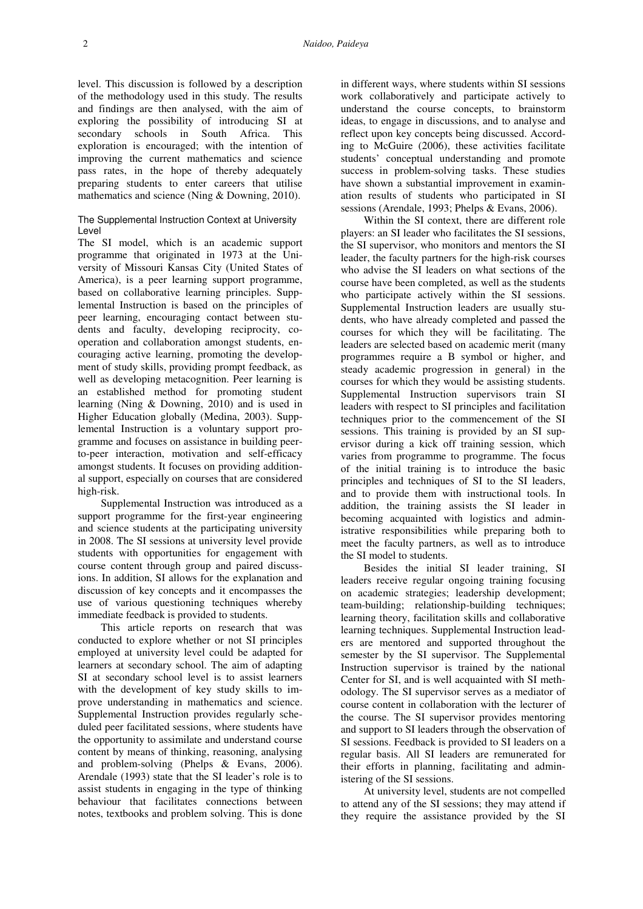level. This discussion is followed by a description of the methodology used in this study. The results and findings are then analysed, with the aim of exploring the possibility of introducing SI at secondary schools in South Africa. This exploration is encouraged; with the intention of improving the current mathematics and science pass rates, in the hope of thereby adequately preparing students to enter careers that utilise mathematics and science (Ning & Downing, 2010).

## The Supplemental Instruction Context at University Level

The SI model, which is an academic support programme that originated in 1973 at the University of Missouri Kansas City (United States of America), is a peer learning support programme, based on collaborative learning principles. Supplemental Instruction is based on the principles of peer learning, encouraging contact between students and faculty, developing reciprocity, cooperation and collaboration amongst students, encouraging active learning, promoting the development of study skills, providing prompt feedback, as well as developing metacognition. Peer learning is an established method for promoting student learning (Ning & Downing, 2010) and is used in Higher Education globally (Medina, 2003). Supplemental Instruction is a voluntary support programme and focuses on assistance in building peer-to-peer interaction, motivation and self-efficacy amongst students. It focuses on providing additional support, especially on courses that are considered high-risk.

Supplemental Instruction was introduced as a support programme for the first-year engineering and science students at the participating university in 2008. The SI sessions at university level provide students with opportunities for engagement with course content through group and paired discussions. In addition, SI allows for the explanation and discussion of key concepts and it encompasses the use of various questioning techniques whereby immediate feedback is provided to students.

This article reports on research that was conducted to explore whether or not SI principles employed at university level could be adapted for learners at secondary school. The aim of adapting SI at secondary school level is to assist learners with the development of key study skills to improve understanding in mathematics and science. Supplemental Instruction provides regularly scheduled peer facilitated sessions, where students have the opportunity to assimilate and understand course content by means of thinking, reasoning, analysing and problem-solving (Phelps & Evans, 2006). Arendale (1993) state that the SI leader's role is to assist students in engaging in the type of thinking behaviour that facilitates connections between notes, textbooks and problem solving. This is done in different ways, where students within SI sessions work collaboratively and participate actively to understand the course concepts, to brainstorm ideas, to engage in discussions, and to analyse and reflect upon key concepts being discussed. According to McGuire (2006), these activities facilitate students' conceptual understanding and promote success in problem-solving tasks. These studies have shown a substantial improvement in examination results of students who participated in SI sessions (Arendale, 1993; Phelps & Evans, 2006).

Within the SI context, there are different role players: an SI leader who facilitates the SI sessions, the SI supervisor, who monitors and mentors the SI leader, the faculty partners for the high-risk courses who advise the SI leaders on what sections of the course have been completed, as well as the students who participate actively within the SI sessions. Supplemental Instruction leaders are usually students, who have already completed and passed the courses for which they will be facilitating. The leaders are selected based on academic merit (many programmes require a B symbol or higher, and steady academic progression in general) in the courses for which they would be assisting students. Supplemental Instruction supervisors train SI leaders with respect to SI principles and facilitation techniques prior to the commencement of the SI sessions. This training is provided by an SI supervisor during a kick off training session, which varies from programme to programme. The focus of the initial training is to introduce the basic principles and techniques of SI to the SI leaders, and to provide them with instructional tools. In addition, the training assists the SI leader in becoming acquainted with logistics and administrative responsibilities while preparing both to meet the faculty partners, as well as to introduce the SI model to students.

Besides the initial SI leader training, SI leaders receive regular ongoing training focusing on academic strategies; leadership development; team-building; relationship-building techniques; learning theory, facilitation skills and collaborative learning techniques. Supplemental Instruction leaders are mentored and supported throughout the semester by the SI supervisor. The Supplemental Instruction supervisor is trained by the national Center for SI, and is well acquainted with SI methodology. The SI supervisor serves as a mediator of course content in collaboration with the lecturer of the course. The SI supervisor provides mentoring and support to SI leaders through the observation of SI sessions. Feedback is provided to SI leaders on a regular basis. All SI leaders are remunerated for their efforts in planning, facilitating and administering of the SI sessions.

At university level, students are not compelled to attend any of the SI sessions; they may attend if they require the assistance provided by the SI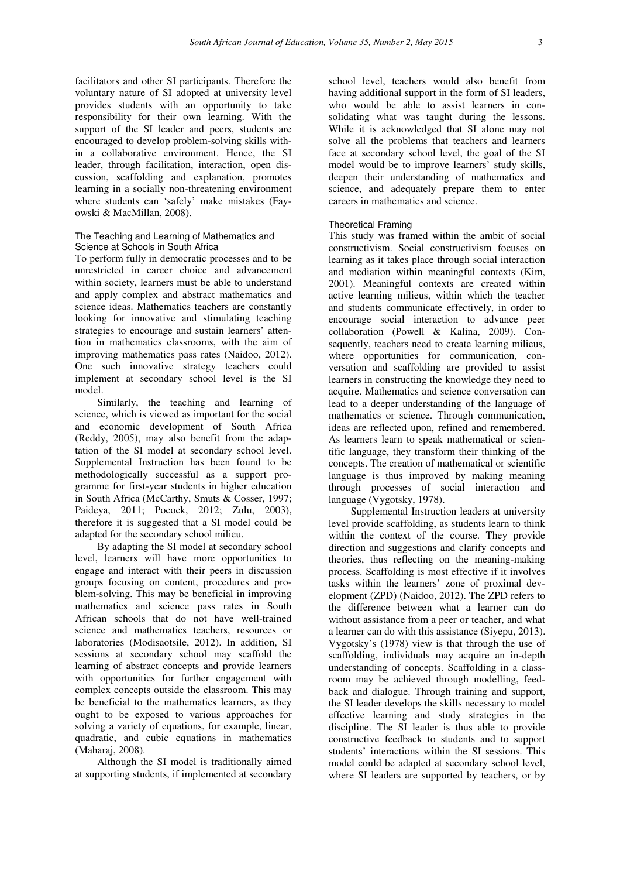facilitators and other SI participants. Therefore the voluntary nature of SI adopted at university level provides students with an opportunity to take responsibility for their own learning. With the support of the SI leader and peers, students are encouraged to develop problem-solving skills within a collaborative environment. Hence, the SI leader, through facilitation, interaction, open discussion, scaffolding and explanation, promotes learning in a socially non-threatening environment where students can 'safely' make mistakes (Fayowski & MacMillan, 2008).

### The Teaching and Learning of Mathematics and Science at Schools in South Africa

To perform fully in democratic processes and to be unrestricted in career choice and advancement within society, learners must be able to understand and apply complex and abstract mathematics and science ideas. Mathematics teachers are constantly looking for innovative and stimulating teaching strategies to encourage and sustain learners' attention in mathematics classrooms, with the aim of improving mathematics pass rates (Naidoo, 2012). One such innovative strategy teachers could implement at secondary school level is the SI model.

Similarly, the teaching and learning of science, which is viewed as important for the social and economic development of South Africa (Reddy, 2005), may also benefit from the adaptation of the SI model at secondary school level. Supplemental Instruction has been found to be methodologically successful as a support programme for first-year students in higher education in South Africa (McCarthy, Smuts & Cosser, 1997; Paideya, 2011; Pocock, 2012; Zulu, 2003), therefore it is suggested that a SI model could be adapted for the secondary school milieu.

By adapting the SI model at secondary school level, learners will have more opportunities to engage and interact with their peers in discussion groups focusing on content, procedures and problem-solving. This may be beneficial in improving mathematics and science pass rates in South African schools that do not have well-trained science and mathematics teachers, resources or laboratories (Modisaotsile, 2012). In addition, SI sessions at secondary school may scaffold the learning of abstract concepts and provide learners with opportunities for further engagement with complex concepts outside the classroom. This may be beneficial to the mathematics learners, as they ought to be exposed to various approaches for solving a variety of equations, for example, linear, quadratic, and cubic equations in mathematics (Maharaj, 2008).

Although the SI model is traditionally aimed at supporting students, if implemented at secondary school level, teachers would also benefit from having additional support in the form of SI leaders, who would be able to assist learners in consolidating what was taught during the lessons. While it is acknowledged that SI alone may not solve all the problems that teachers and learners face at secondary school level, the goal of the SI model would be to improve learners' study skills, deepen their understanding of mathematics and science, and adequately prepare them to enter careers in mathematics and science.

### Theoretical Framing

This study was framed within the ambit of social constructivism. Social constructivism focuses on learning as it takes place through social interaction and mediation within meaningful contexts (Kim, 2001). Meaningful contexts are created within active learning milieus, within which the teacher and students communicate effectively, in order to encourage social interaction to advance peer collaboration (Powell & Kalina, 2009). Consequently, teachers need to create learning milieus, where opportunities for communication, conversation and scaffolding are provided to assist learners in constructing the knowledge they need to acquire. Mathematics and science conversation can lead to a deeper understanding of the language of mathematics or science. Through communication, ideas are reflected upon, refined and remembered. As learners learn to speak mathematical or scientific language, they transform their thinking of the concepts. The creation of mathematical or scientific language is thus improved by making meaning through processes of social interaction and language (Vygotsky, 1978).

Supplemental Instruction leaders at university level provide scaffolding, as students learn to think within the context of the course. They provide direction and suggestions and clarify concepts and theories, thus reflecting on the meaning-making process. Scaffolding is most effective if it involves tasks within the learners' zone of proximal development (ZPD) (Naidoo, 2012). The ZPD refers to the difference between what a learner can do without assistance from a peer or teacher, and what a learner can do with this assistance (Siyepu, 2013). Vygotsky's (1978) view is that through the use of scaffolding, individuals may acquire an in-depth understanding of concepts. Scaffolding in a classroom may be achieved through modelling, feedback and dialogue. Through training and support, the SI leader develops the skills necessary to model effective learning and study strategies in the discipline. The SI leader is thus able to provide constructive feedback to students and to support students' interactions within the SI sessions. This model could be adapted at secondary school level, where SI leaders are supported by teachers, or by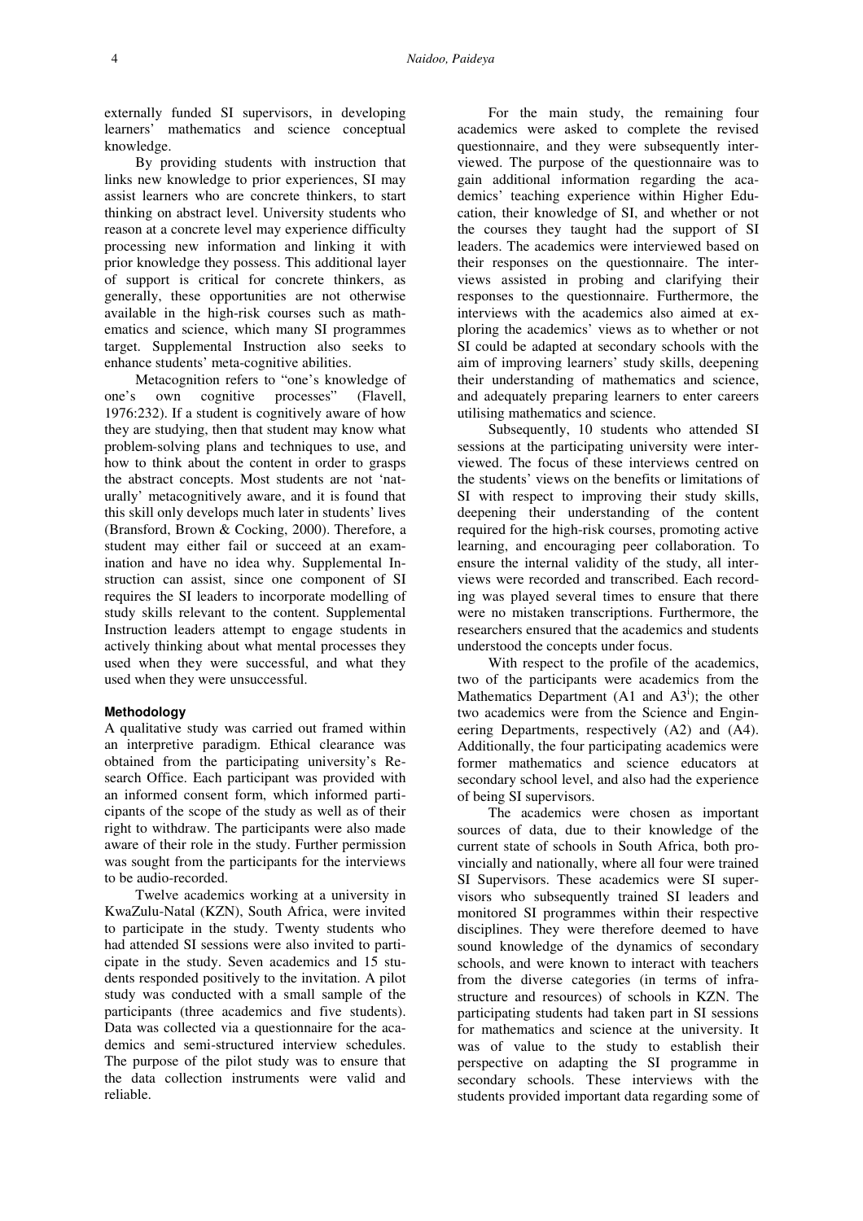externally funded SI supervisors, in developing learners' mathematics and science conceptual knowledge.

By providing students with instruction that links new knowledge to prior experiences, SI may assist learners who are concrete thinkers, to start thinking on abstract level. University students who reason at a concrete level may experience difficulty processing new information and linking it with prior knowledge they possess. This additional layer of support is critical for concrete thinkers, as generally, these opportunities are not otherwise available in the high-risk courses such as mathematics and science, which many SI programmes target. Supplemental Instruction also seeks to enhance students' meta-cognitive abilities.

Metacognition refers to "one's knowledge of one's own cognitive processes" (Flavell, 1976:232). If a student is cognitively aware of how they are studying, then that student may know what problem-solving plans and techniques to use, and how to think about the content in order to grasps the abstract concepts. Most students are not 'naturally' metacognitively aware, and it is found that this skill only develops much later in students' lives (Bransford, Brown & Cocking, 2000). Therefore, a student may either fail or succeed at an examination and have no idea why. Supplemental Instruction can assist, since one component of SI requires the SI leaders to incorporate modelling of study skills relevant to the content. Supplemental Instruction leaders attempt to engage students in actively thinking about what mental processes they used when they were successful, and what they used when they were unsuccessful.

### Methodology

A qualitative study was carried out framed within an interpretive paradigm. Ethical clearance was obtained from the participating university's Research Office. Each participant was provided with an informed consent form, which informed participants of the scope of the study as well as of their right to withdraw. The participants were also made aware of their role in the study. Further permission was sought from the participants for the interviews to be audio-recorded.

Twelve academics working at a university in KwaZulu-Natal (KZN), South Africa, were invited to participate in the study. Twenty students who had attended SI sessions were also invited to participate in the study. Seven academics and 15 students responded positively to the invitation. A pilot study was conducted with a small sample of the participants (three academics and five students). Data was collected via a questionnaire for the academics and semi-structured interview schedules. The purpose of the pilot study was to ensure that the data collection instruments were valid and reliable.

For the main study, the remaining four academics were asked to complete the revised questionnaire, and they were subsequently interviewed. The purpose of the questionnaire was to gain additional information regarding the academics' teaching experience within Higher Education, their knowledge of SI, and whether or not the courses they taught had the support of SI leaders. The academics were interviewed based on their responses on the questionnaire. The interviews assisted in probing and clarifying their responses to the questionnaire. Furthermore, the interviews with the academics also aimed at exploring the academics' views as to whether or not SI could be adapted at secondary schools with the aim of improving learners' study skills, deepening their understanding of mathematics and science, and adequately preparing learners to enter careers utilising mathematics and science.

Subsequently, 10 students who attended SI sessions at the participating university were interviewed. The focus of these interviews centred on the students' views on the benefits or limitations of SI with respect to improving their study skills, deepening their understanding of the content required for the high-risk courses, promoting active learning, and encouraging peer collaboration. To ensure the internal validity of the study, all interviews were recorded and transcribed. Each recording was played several times to ensure that there were no mistaken transcriptions. Furthermore, the researchers ensured that the academics and students understood the concepts under focus.

With respect to the profile of the academics, two of the participants were academics from the Mathematics Department (A1 and A3[i]); the other two academics were from the Science and Engineering Departments, respectively (A2) and (A4). Additionally, the four participating academics were former mathematics and science educators at secondary school level, and also had the experience of being SI supervisors.

The academics were chosen as important sources of data, due to their knowledge of the current state of schools in South Africa, both provincially and nationally, where all four were trained SI Supervisors. These academics were SI supervisors who subsequently trained SI leaders and monitored SI programmes within their respective disciplines. They were therefore deemed to have sound knowledge of the dynamics of secondary schools, and were known to interact with teachers from the diverse categories (in terms of infrastructure and resources) of schools in KZN. The participating students had taken part in SI sessions for mathematics and science at the university. It was of value to the study to establish their perspective on adapting the SI programme in secondary schools. These interviews with the students provided important data regarding some of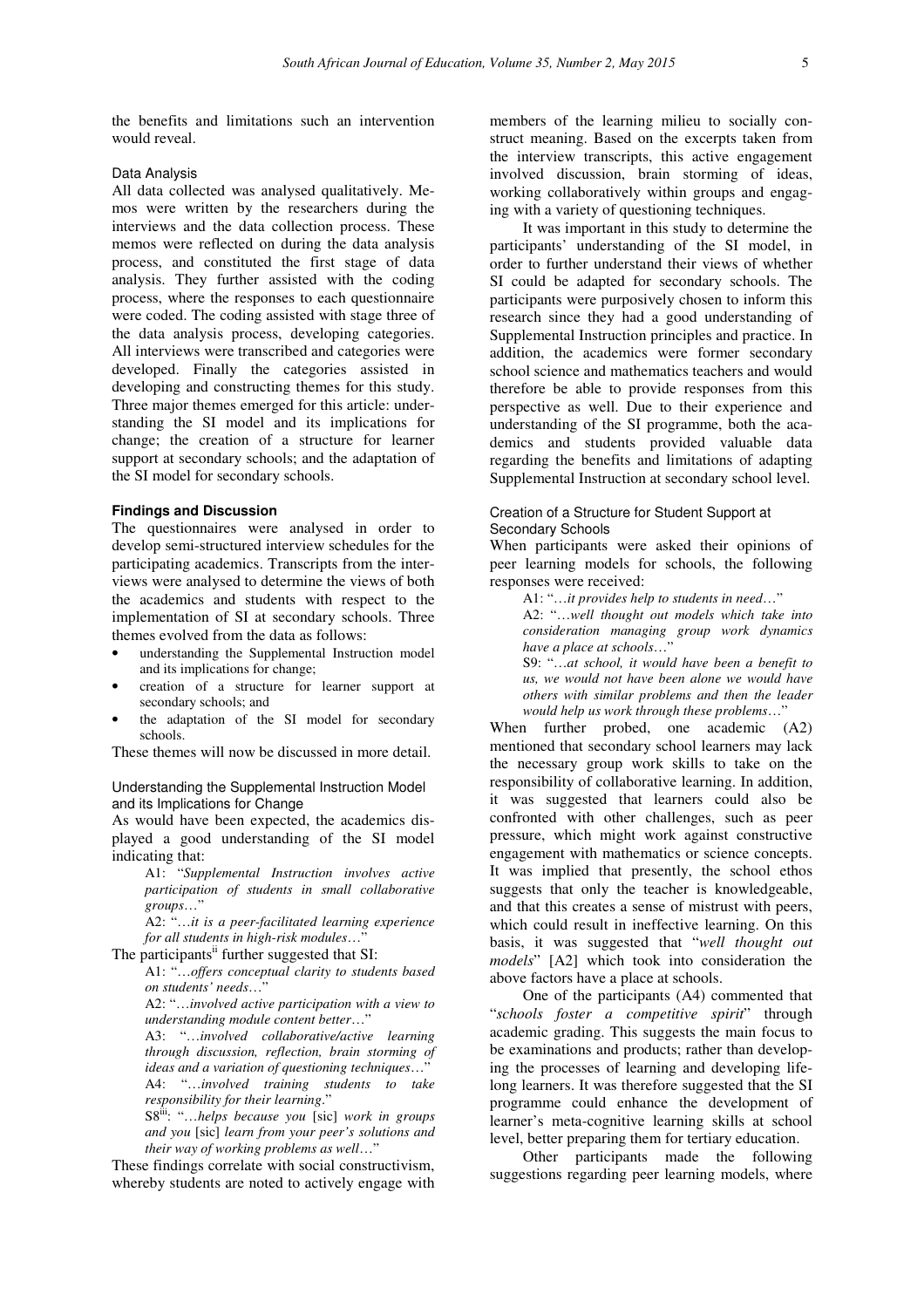the benefits and limitations such an intervention would reveal.

### Data Analysis

All data collected was analysed qualitatively. Memos were written by the researchers during the interviews and the data collection process. These memos were reflected on during the data analysis process, and constituted the first stage of data analysis. They further assisted with the coding process, where the responses to each questionnaire were coded. The coding assisted with stage three of the data analysis process, developing categories. All interviews were transcribed and categories were developed. Finally the categories assisted in developing and constructing themes for this study. Three major themes emerged for this article: understanding the SI model and its implications for change; the creation of a structure for learner support at secondary schools; and the adaptation of the SI model for secondary schools.

## Findings and Discussion

The questionnaires were analysed in order to develop semi-structured interview schedules for the participating academics. Transcripts from the interviews were analysed to determine the views of both the academics and students with respect to the implementation of SI at secondary schools. Three themes evolved from the data as follows:

- understanding the Supplemental Instruction model and its implications for change;
- creation of a structure for learner support at secondary schools; and
- the adaptation of the SI model for secondary schools.

These themes will now be discussed in more detail.

### Understanding the Supplemental Instruction Model and its Implications for Change

As would have been expected, the academics displayed a good understanding of the SI model indicating that:

> A1: "*Supplemental Instruction involves active participation of students in small collaborative groups*…"
>
> A2: "…*it is a peer-facilitated learning experience for all students in high-risk modules*…"

The participants[ii] further suggested that SI:

> A1: "…*offers conceptual clarity to students based on students' needs*…"
>
> A2: "…*involved active participation with a view to understanding module content better*…"
>
> A3: "…*involved collaborative/active learning through discussion, reflection, brain storming of ideas and a variation of questioning techniques*…"
>
> A4: "…*involved training students to take responsibility for their learning*."
>
> S8[iii]: "…*helps because you* [sic] *work in groups and you* [sic] *learn from your peer's solutions and their way of working problems as well*…"

These findings correlate with social constructivism, whereby students are noted to actively engage with members of the learning milieu to socially construct meaning. Based on the excerpts taken from the interview transcripts, this active engagement involved discussion, brain storming of ideas, working collaboratively within groups and engaging with a variety of questioning techniques.

It was important in this study to determine the participants' understanding of the SI model, in order to further understand their views of whether SI could be adapted for secondary schools. The participants were purposively chosen to inform this research since they had a good understanding of Supplemental Instruction principles and practice. In addition, the academics were former secondary school science and mathematics teachers and would therefore be able to provide responses from this perspective as well. Due to their experience and understanding of the SI programme, both the academics and students provided valuable data regarding the benefits and limitations of adapting Supplemental Instruction at secondary school level.

### Creation of a Structure for Student Support at Secondary Schools

When participants were asked their opinions of peer learning models for schools, the following responses were received:

> A1: "…*it provides help to students in need*…"
>
> A2: "…*well thought out models which take into consideration managing group work dynamics have a place at schools*…"
>
> S9: "…*at school, it would have been a benefit to us, we would not have been alone we would have others with similar problems and then the leader would help us work through these problems*…"

When further probed, one academic (A2) mentioned that secondary school learners may lack the necessary group work skills to take on the responsibility of collaborative learning. In addition, it was suggested that learners could also be confronted with other challenges, such as peer pressure, which might work against constructive engagement with mathematics or science concepts. It was implied that presently, the school ethos suggests that only the teacher is knowledgeable, and that this creates a sense of mistrust with peers, which could result in ineffective learning. On this basis, it was suggested that "*well thought out models*" [A2] which took into consideration the above factors have a place at schools.

One of the participants (A4) commented that "*schools foster a competitive spirit*" through academic grading. This suggests the main focus to be examinations and products; rather than developing the processes of learning and developing lifelong learners. It was therefore suggested that the SI programme could enhance the development of learner's meta-cognitive learning skills at school level, better preparing them for tertiary education.

Other participants made the following suggestions regarding peer learning models, where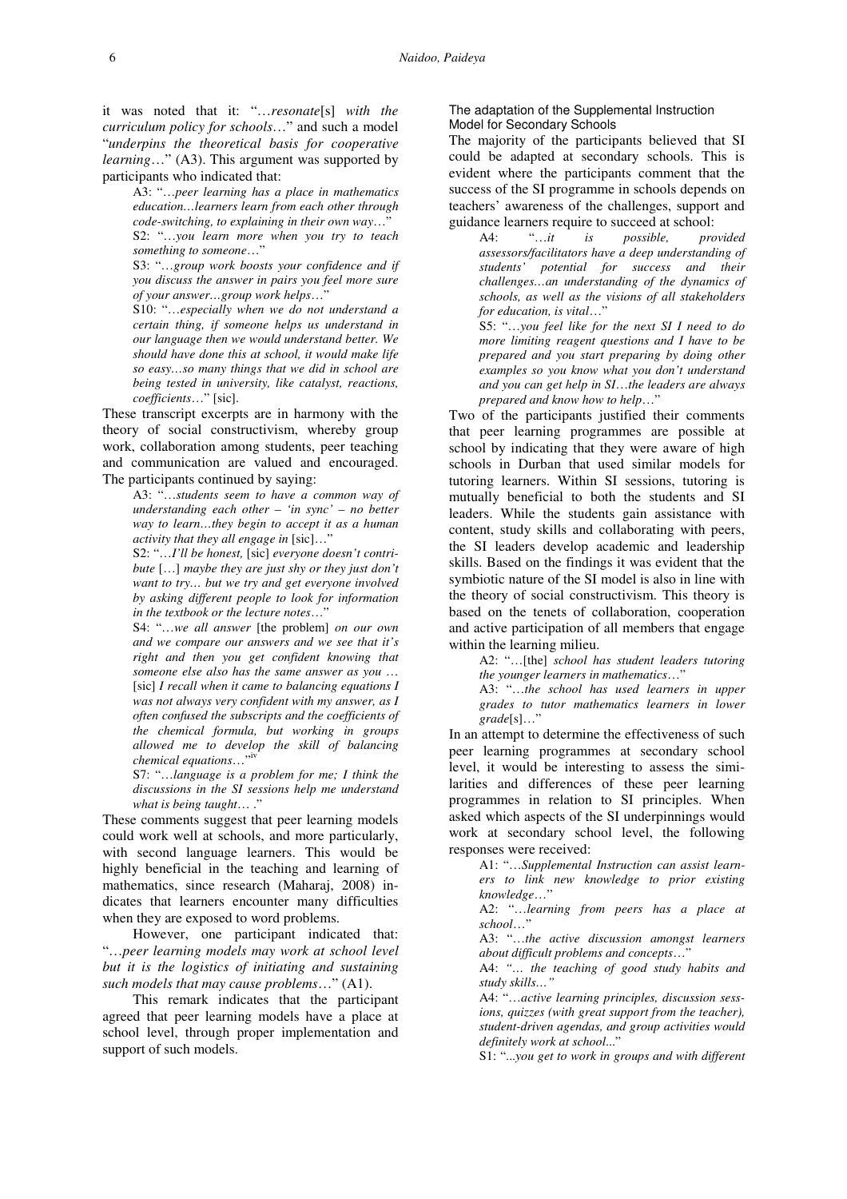it was noted that it: "…*resonate*[s] *with the curriculum policy for schools*…" and such a model "*underpins the theoretical basis for cooperative learning*…" (A3). This argument was supported by participants who indicated that:

> A3: "…*peer learning has a place in mathematics education…learners learn from each other through code-switching, to explaining in their own way*…"
>
> S2: "…*you learn more when you try to teach something to someone*…"
>
> S3: "…*group work boosts your confidence and if you discuss the answer in pairs you feel more sure of your answer…group work helps*…"
>
> S10: "…*especially when we do not understand a certain thing, if someone helps us understand in our language then we would understand better. We should have done this at school, it would make life so easy…so many things that we did in school are being tested in university, like catalyst, reactions, coefficients*…" [sic].

These transcript excerpts are in harmony with the theory of social constructivism, whereby group work, collaboration among students, peer teaching and communication are valued and encouraged. The participants continued by saying:

> A3: "…*students seem to have a common way of understanding each other – 'in sync' – no better way to learn…they begin to accept it as a human activity that they all engage in* [sic]…"
>
> S2: "…*I'll be honest,* [sic] *everyone doesn't contribute* […] *maybe they are just shy or they just don't want to try… but we try and get everyone involved by asking different people to look for information in the textbook or the lecture notes*…"
>
> S4: "…*we all answer* [the problem] *on our own and we compare our answers and we see that it's right and then you get confident knowing that someone else also has the same answer as you* … [sic] *I recall when it came to balancing equations I was not always very confident with my answer, as I often confused the subscripts and the coefficients of the chemical formula, but working in groups allowed me to develop the skill of balancing chemical equations*…"[iv]
>
> S7: "…*language is a problem for me; I think the discussions in the SI sessions help me understand what is being taught*… ."

These comments suggest that peer learning models could work well at schools, and more particularly, with second language learners. This would be highly beneficial in the teaching and learning of mathematics, since research (Maharaj, 2008) indicates that learners encounter many difficulties when they are exposed to word problems.

However, one participant indicated that: "…*peer learning models may work at school level but it is the logistics of initiating and sustaining such models that may cause problems*…" (A1).

This remark indicates that the participant agreed that peer learning models have a place at school level, through proper implementation and support of such models.

### The adaptation of the Supplemental Instruction Model for Secondary Schools

The majority of the participants believed that SI could be adapted at secondary schools. This is evident where the participants comment that the success of the SI programme in schools depends on teachers' awareness of the challenges, support and guidance learners require to succeed at school:

> A4: "…*it is possible, provided assessors/facilitators have a deep understanding of students' potential for success and their challenges…an understanding of the dynamics of schools, as well as the visions of all stakeholders for education, is vital*…"
>
> S5: "…*you feel like for the next SI I need to do more limiting reagent questions and I have to be prepared and you start preparing by doing other examples so you know what you don't understand and you can get help in SI…the leaders are always prepared and know how to help*…"

Two of the participants justified their comments that peer learning programmes are possible at school by indicating that they were aware of high schools in Durban that used similar models for tutoring learners. Within SI sessions, tutoring is mutually beneficial to both the students and SI leaders. While the students gain assistance with content, study skills and collaborating with peers, the SI leaders develop academic and leadership skills. Based on the findings it was evident that the symbiotic nature of the SI model is also in line with the theory of social constructivism. This theory is based on the tenets of collaboration, cooperation and active participation of all members that engage within the learning milieu.

> A2: "…[the] *school has student leaders tutoring the younger learners in mathematics*…"
>
> A3: "…*the school has used learners in upper grades to tutor mathematics learners in lower grade*[s]…"

In an attempt to determine the effectiveness of such peer learning programmes at secondary school level, it would be interesting to assess the similarities and differences of these peer learning programmes in relation to SI principles. When asked which aspects of the SI underpinnings would work at secondary school level, the following responses were received:

> A1: "…*Supplemental Instruction can assist learners to link new knowledge to prior existing knowledge*…"
>
> A2: "…*learning from peers has a place at school*…"
>
> A3: "…*the active discussion amongst learners about difficult problems and concepts*…"
>
> A4: *"… the teaching of good study habits and study skills…"*
>
> A4: "…*active learning principles, discussion sessions, quizzes (with great support from the teacher), student-driven agendas, and group activities would definitely work at school*..."
>
> S1: "*...you get to work in groups and with different*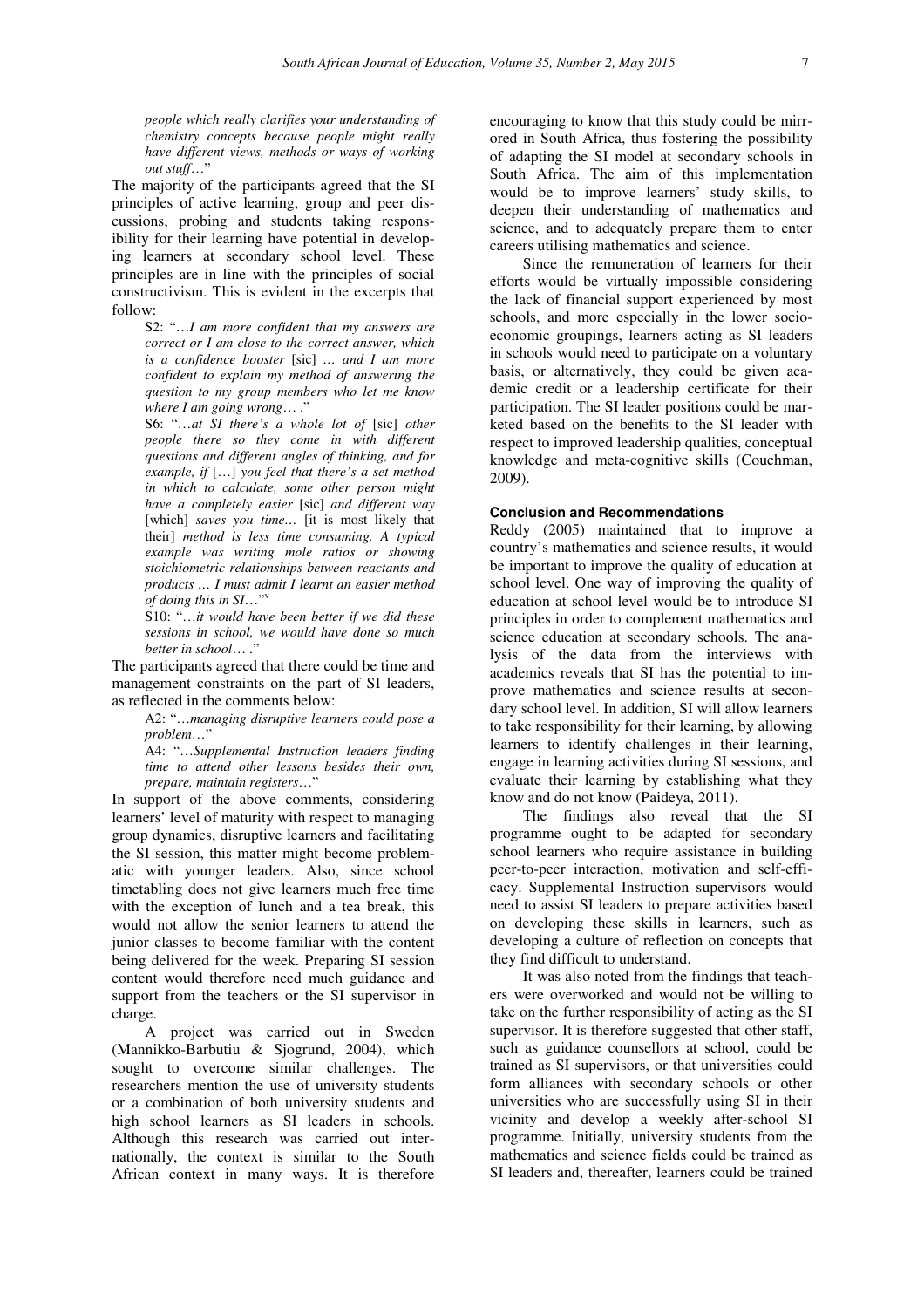*people which really clarifies your understanding of chemistry concepts because people might really have different views, methods or ways of working out stuff…*"

The majority of the participants agreed that the SI principles of active learning, group and peer discussions, probing and students taking responsibility for their learning have potential in developing learners at secondary school level. These principles are in line with the principles of social constructivism. This is evident in the excerpts that follow:

> S2: "*…I am more confident that my answers are correct or I am close to the correct answer, which is a confidence booster* [sic] *… and I am more confident to explain my method of answering the question to my group members who let me know where I am going wrong…* ."
>
> S6: "*…at SI there's a whole lot of* [sic] *other people there so they come in with different questions and different angles of thinking, and for example, if* […] *you feel that there's a set method in which to calculate, some other person might have a completely easier* [sic] *and different way* [which] *saves you time…* [it is most likely that their] *method is less time consuming. A typical example was writing mole ratios or showing stoichiometric relationships between reactants and products … I must admit I learnt an easier method of doing this in SI…*"v
>
> S10: "*…it would have been better if we did these sessions in school, we would have done so much better in school…* ."

The participants agreed that there could be time and management constraints on the part of SI leaders, as reflected in the comments below:

> A2: "*…managing disruptive learners could pose a problem…*"
>
> A4: "*…Supplemental Instruction leaders finding time to attend other lessons besides their own, prepare, maintain registers…*"

In support of the above comments, considering learners' level of maturity with respect to managing group dynamics, disruptive learners and facilitating the SI session, this matter might become problematic with younger leaders. Also, since school timetabling does not give learners much free time with the exception of lunch and a tea break, this would not allow the senior learners to attend the junior classes to become familiar with the content being delivered for the week. Preparing SI session content would therefore need much guidance and support from the teachers or the SI supervisor in charge.

A project was carried out in Sweden (Mannikko-Barbutiu & Sjogrund, 2004), which sought to overcome similar challenges. The researchers mention the use of university students or a combination of both university students and high school learners as SI leaders in schools. Although this research was carried out internationally, the context is similar to the South African context in many ways. It is therefore encouraging to know that this study could be mirrored in South Africa, thus fostering the possibility of adapting the SI model at secondary schools in South Africa. The aim of this implementation would be to improve learners' study skills, to deepen their understanding of mathematics and science, and to adequately prepare them to enter careers utilising mathematics and science.

Since the remuneration of learners for their efforts would be virtually impossible considering the lack of financial support experienced by most schools, and more especially in the lower socio-economic groupings, learners acting as SI leaders in schools would need to participate on a voluntary basis, or alternatively, they could be given academic credit or a leadership certificate for their participation. The SI leader positions could be marketed based on the benefits to the SI leader with respect to improved leadership qualities, conceptual knowledge and meta-cognitive skills (Couchman, 2009).

## Conclusion and Recommendations

Reddy (2005) maintained that to improve a country's mathematics and science results, it would be important to improve the quality of education at school level. One way of improving the quality of education at school level would be to introduce SI principles in order to complement mathematics and science education at secondary schools. The analysis of the data from the interviews with academics reveals that SI has the potential to improve mathematics and science results at secondary school level. In addition, SI will allow learners to take responsibility for their learning, by allowing learners to identify challenges in their learning, engage in learning activities during SI sessions, and evaluate their learning by establishing what they know and do not know (Paideya, 2011).

The findings also reveal that the SI programme ought to be adapted for secondary school learners who require assistance in building peer-to-peer interaction, motivation and self-efficacy. Supplemental Instruction supervisors would need to assist SI leaders to prepare activities based on developing these skills in learners, such as developing a culture of reflection on concepts that they find difficult to understand.

It was also noted from the findings that teachers were overworked and would not be willing to take on the further responsibility of acting as the SI supervisor. It is therefore suggested that other staff, such as guidance counsellors at school, could be trained as SI supervisors, or that universities could form alliances with secondary schools or other universities who are successfully using SI in their vicinity and develop a weekly after-school SI programme. Initially, university students from the mathematics and science fields could be trained as SI leaders and, thereafter, learners could be trained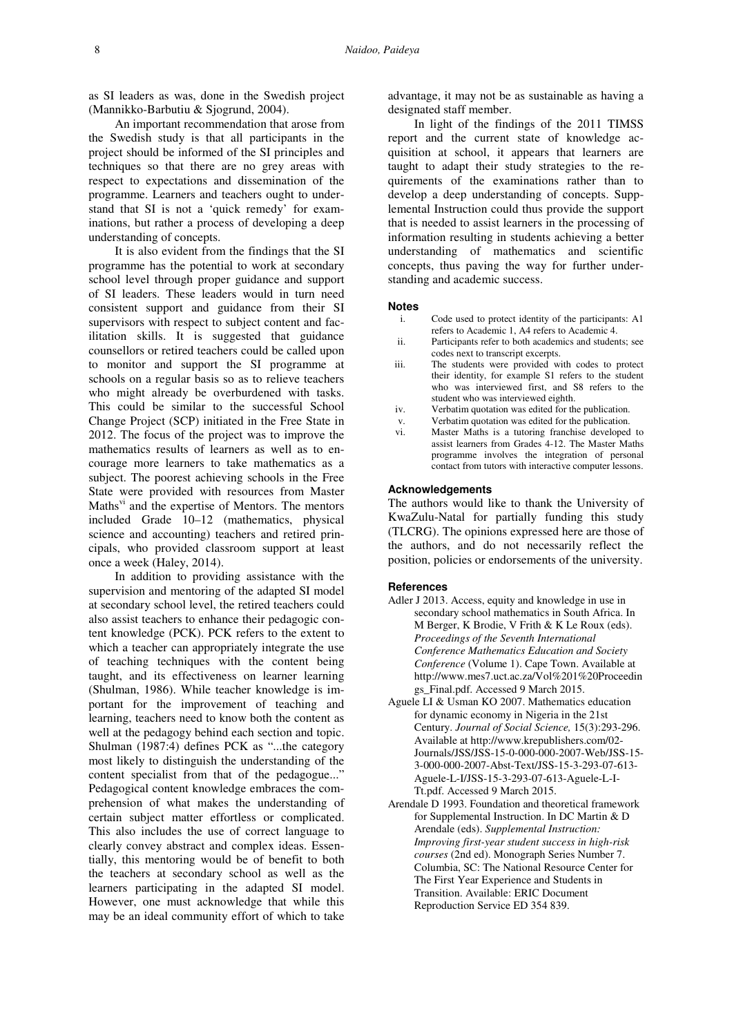as SI leaders as was, done in the Swedish project (Mannikko-Barbutiu & Sjogrund, 2004).

An important recommendation that arose from the Swedish study is that all participants in the project should be informed of the SI principles and techniques so that there are no grey areas with respect to expectations and dissemination of the programme. Learners and teachers ought to understand that SI is not a 'quick remedy' for examinations, but rather a process of developing a deep understanding of concepts.

It is also evident from the findings that the SI programme has the potential to work at secondary school level through proper guidance and support of SI leaders. These leaders would in turn need consistent support and guidance from their SI supervisors with respect to subject content and facilitation skills. It is suggested that guidance counsellors or retired teachers could be called upon to monitor and support the SI programme at schools on a regular basis so as to relieve teachers who might already be overburdened with tasks. This could be similar to the successful School Change Project (SCP) initiated in the Free State in 2012. The focus of the project was to improve the mathematics results of learners as well as to encourage more learners to take mathematics as a subject. The poorest achieving schools in the Free State were provided with resources from Master Maths[vi] and the expertise of Mentors. The mentors included Grade 10–12 (mathematics, physical science and accounting) teachers and retired principals, who provided classroom support at least once a week (Haley, 2014).

In addition to providing assistance with the supervision and mentoring of the adapted SI model at secondary school level, the retired teachers could also assist teachers to enhance their pedagogic content knowledge (PCK). PCK refers to the extent to which a teacher can appropriately integrate the use of teaching techniques with the content being taught, and its effectiveness on learner learning (Shulman, 1986). While teacher knowledge is important for the improvement of teaching and learning, teachers need to know both the content as well at the pedagogy behind each section and topic. Shulman (1987:4) defines PCK as "...the category most likely to distinguish the understanding of the content specialist from that of the pedagogue..." Pedagogical content knowledge embraces the comprehension of what makes the understanding of certain subject matter effortless or complicated. This also includes the use of correct language to clearly convey abstract and complex ideas. Essentially, this mentoring would be of benefit to both the teachers at secondary school as well as the learners participating in the adapted SI model. However, one must acknowledge that while this may be an ideal community effort of which to take advantage, it may not be as sustainable as having a designated staff member.

In light of the findings of the 2011 TIMSS report and the current state of knowledge acquisition at school, it appears that learners are taught to adapt their study strategies to the requirements of the examinations rather than to develop a deep understanding of concepts. Supplemental Instruction could thus provide the support that is needed to assist learners in the processing of information resulting in students achieving a better understanding of mathematics and scientific concepts, thus paving the way for further understanding and academic success.

## Notes

i. Code used to protect identity of the participants: A1 refers to Academic 1, A4 refers to Academic 4.
ii. Participants refer to both academics and students; see codes next to transcript excerpts.
iii. The students were provided with codes to protect their identity, for example S1 refers to the student who was interviewed first, and S8 refers to the student who was interviewed eighth.
iv. Verbatim quotation was edited for the publication.
v. Verbatim quotation was edited for the publication.
vi. Master Maths is a tutoring franchise developed to assist learners from Grades 4-12. The Master Maths programme involves the integration of personal contact from tutors with interactive computer lessons.

## Acknowledgements

The authors would like to thank the University of KwaZulu-Natal for partially funding this study (TLCRG). The opinions expressed here are those of the authors, and do not necessarily reflect the position, policies or endorsements of the university.

## References

Adler J 2013. Access, equity and knowledge in use in secondary school mathematics in South Africa. In M Berger, K Brodie, V Frith & K Le Roux (eds). *Proceedings of the Seventh International Conference Mathematics Education and Society Conference* (Volume 1). Cape Town. Available at http://www.mes7.uct.ac.za/Vol%201%20Proceedings_Final.pdf. Accessed 9 March 2015.

Aguele LI & Usman KO 2007. Mathematics education for dynamic economy in Nigeria in the 21st Century. *Journal of Social Science,* 15(3):293-296. Available at http://www.krepublishers.com/02-Journals/JSS/JSS-15-0-000-000-2007-Web/JSS-15-3-000-000-2007-Abst-Text/JSS-15-3-293-07-613-Aguele-L-I/JSS-15-3-293-07-613-Aguele-L-I-Tt.pdf. Accessed 9 March 2015.

Arendale D 1993. Foundation and theoretical framework for Supplemental Instruction. In DC Martin & D Arendale (eds). *Supplemental Instruction: Improving first-year student success in high-risk courses* (2nd ed). Monograph Series Number 7. Columbia, SC: The National Resource Center for The First Year Experience and Students in Transition. Available: ERIC Document Reproduction Service ED 354 839.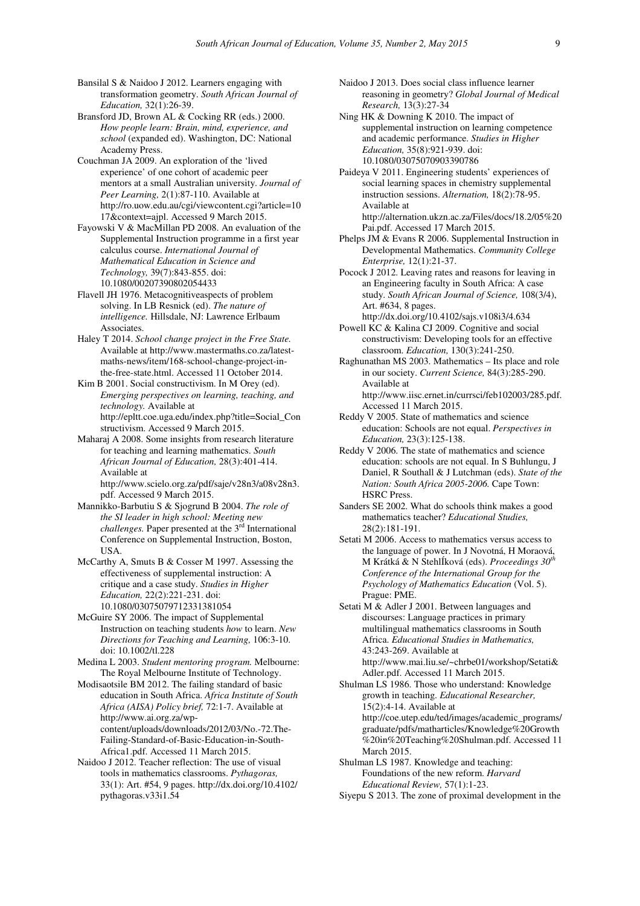Bansilal S & Naidoo J 2012. Learners engaging with transformation geometry. *South African Journal of Education,* 32(1):26-39.

Bransford JD, Brown AL & Cocking RR (eds.) 2000. *How people learn: Brain, mind, experience, and school* (expanded ed). Washington, DC: National Academy Press.

Couchman JA 2009. An exploration of the 'lived experience' of one cohort of academic peer mentors at a small Australian university. *Journal of Peer Learning,* 2(1):87-110. Available at http://ro.uow.edu.au/cgi/viewcontent.cgi?article=1017&context=ajpl. Accessed 9 March 2015.

Fayowski V & MacMillan PD 2008. An evaluation of the Supplemental Instruction programme in a first year calculus course. *International Journal of Mathematical Education in Science and Technology,* 39(7):843-855. doi: 10.1080/00207390802054433

Flavell JH 1976. Metacognitiveaspects of problem solving. In LB Resnick (ed). *The nature of intelligence.* Hillsdale, NJ: Lawrence Erlbaum Associates.

Haley T 2014. *School change project in the Free State.* Available at http://www.mastermaths.co.za/latest-maths-news/item/168-school-change-project-in-the-free-state.html. Accessed 11 October 2014.

Kim B 2001. Social constructivism. In M Orey (ed). *Emerging perspectives on learning, teaching, and technology.* Available at http://epltt.coe.uga.edu/index.php?title=Social_Constructivism. Accessed 9 March 2015.

Maharaj A 2008. Some insights from research literature for teaching and learning mathematics. *South African Journal of Education,* 28(3):401-414. Available at http://www.scielo.org.za/pdf/saje/v28n3/a08v28n3.pdf. Accessed 9 March 2015.

Mannikko-Barbutiu S & Sjogrund B 2004. *The role of the SI leader in high school: Meeting new challenges.* Paper presented at the 3rd International Conference on Supplemental Instruction, Boston, USA.

McCarthy A, Smuts B & Cosser M 1997. Assessing the effectiveness of supplemental instruction: A critique and a case study. *Studies in Higher Education,* 22(2):221-231. doi: 10.1080/03075079712331381054

McGuire SY 2006. The impact of Supplemental Instruction on teaching students *how* to learn. *New Directions for Teaching and Learning,* 106:3-10. doi: 10.1002/tl.228

Medina L 2003. *Student mentoring program.* Melbourne: The Royal Melbourne Institute of Technology.

Modisaotsile BM 2012. The failing standard of basic education in South Africa. *Africa Institute of South Africa (AISA) Policy brief,* 72:1-7. Available at http://www.ai.org.za/wp-content/uploads/downloads/2012/03/No.-72.The-Failing-Standard-of-Basic-Education-in-South-Africa1.pdf. Accessed 11 March 2015.

Naidoo J 2012. Teacher reflection: The use of visual tools in mathematics classrooms. *Pythagoras,* 33(1): Art. #54, 9 pages. http://dx.doi.org/10.4102/pythagoras.v33i1.54

Naidoo J 2013. Does social class influence learner reasoning in geometry? *Global Journal of Medical Research,* 13(3):27-34

Ning HK & Downing K 2010. The impact of supplemental instruction on learning competence and academic performance. *Studies in Higher Education,* 35(8):921-939. doi: 10.1080/03075070903390786

Paideya V 2011. Engineering students' experiences of social learning spaces in chemistry supplemental instruction sessions. *Alternation,* 18(2):78-95. Available at http://alternation.ukzn.ac.za/Files/docs/18.2/05%20Pai.pdf. Accessed 17 March 2015.

Phelps JM & Evans R 2006. Supplemental Instruction in Developmental Mathematics. *Community College Enterprise,* 12(1):21-37.

Pocock J 2012. Leaving rates and reasons for leaving in an Engineering faculty in South Africa: A case study. *South African Journal of Science,* 108(3/4), Art. #634, 8 pages. http://dx.doi.org/10.4102/sajs.v108i3/4.634

Powell KC & Kalina CJ 2009. Cognitive and social constructivism: Developing tools for an effective classroom. *Education,* 130(3):241-250.

Raghunathan MS 2003. Mathematics – Its place and role in our society. *Current Science,* 84(3):285-290. Available at http://www.iisc.ernet.in/currsci/feb102003/285.pdf. Accessed 11 March 2015.

Reddy V 2005. State of mathematics and science education: Schools are not equal. *Perspectives in Education,* 23(3):125-138.

Reddy V 2006. The state of mathematics and science education: schools are not equal. In S Buhlungu, J Daniel, R Southall & J Lutchman (eds). *State of the Nation: South Africa 2005-2006.* Cape Town: HSRC Press.

Sanders SE 2002. What do schools think makes a good mathematics teacher? *Educational Studies,* 28(2):181-191.

Setati M 2006. Access to mathematics versus access to the language of power. In J Novotná, H Moraová, M Krátká & N StehlÍková (eds). *Proceedings 30th Conference of the International Group for the Psychology of Mathematics Education* (Vol. 5). Prague: PME.

Setati M & Adler J 2001. Between languages and discourses: Language practices in primary multilingual mathematics classrooms in South Africa. *Educational Studies in Mathematics,* 43:243-269. Available at http://www.mai.liu.se/~chrbe01/workshop/Setati&Adler.pdf. Accessed 11 March 2015.

Shulman LS 1986. Those who understand: Knowledge growth in teaching. *Educational Researcher,* 15(2):4-14. Available at http://coe.utep.edu/ted/images/academic_programs/graduate/pdfs/matharticles/Knowledge%20Growth%20in%20Teaching%20Shulman.pdf. Accessed 11 March 2015.

Shulman LS 1987. Knowledge and teaching: Foundations of the new reform. *Harvard Educational Review,* 57(1):1-23.

Siyepu S 2013. The zone of proximal development in the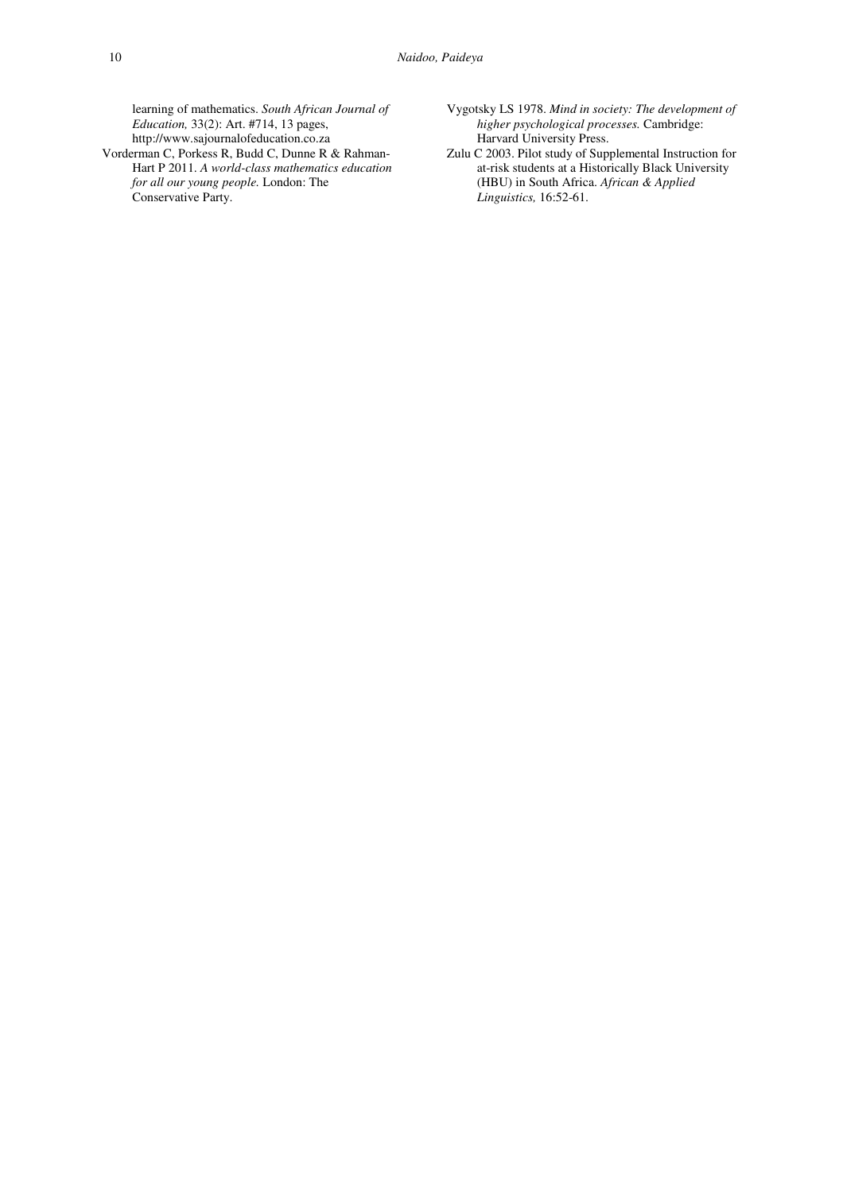learning of mathematics. *South African Journal of Education,* 33(2): Art. #714, 13 pages, http://www.sajournalofeducation.co.za

Vorderman C, Porkess R, Budd C, Dunne R & Rahman-Hart P 2011. *A world-class mathematics education for all our young people.* London: The Conservative Party.

Vygotsky LS 1978. *Mind in society: The development of higher psychological processes.* Cambridge: Harvard University Press.

Zulu C 2003. Pilot study of Supplemental Instruction for at-risk students at a Historically Black University (HBU) in South Africa. *African & Applied Linguistics,* 16:52-61.